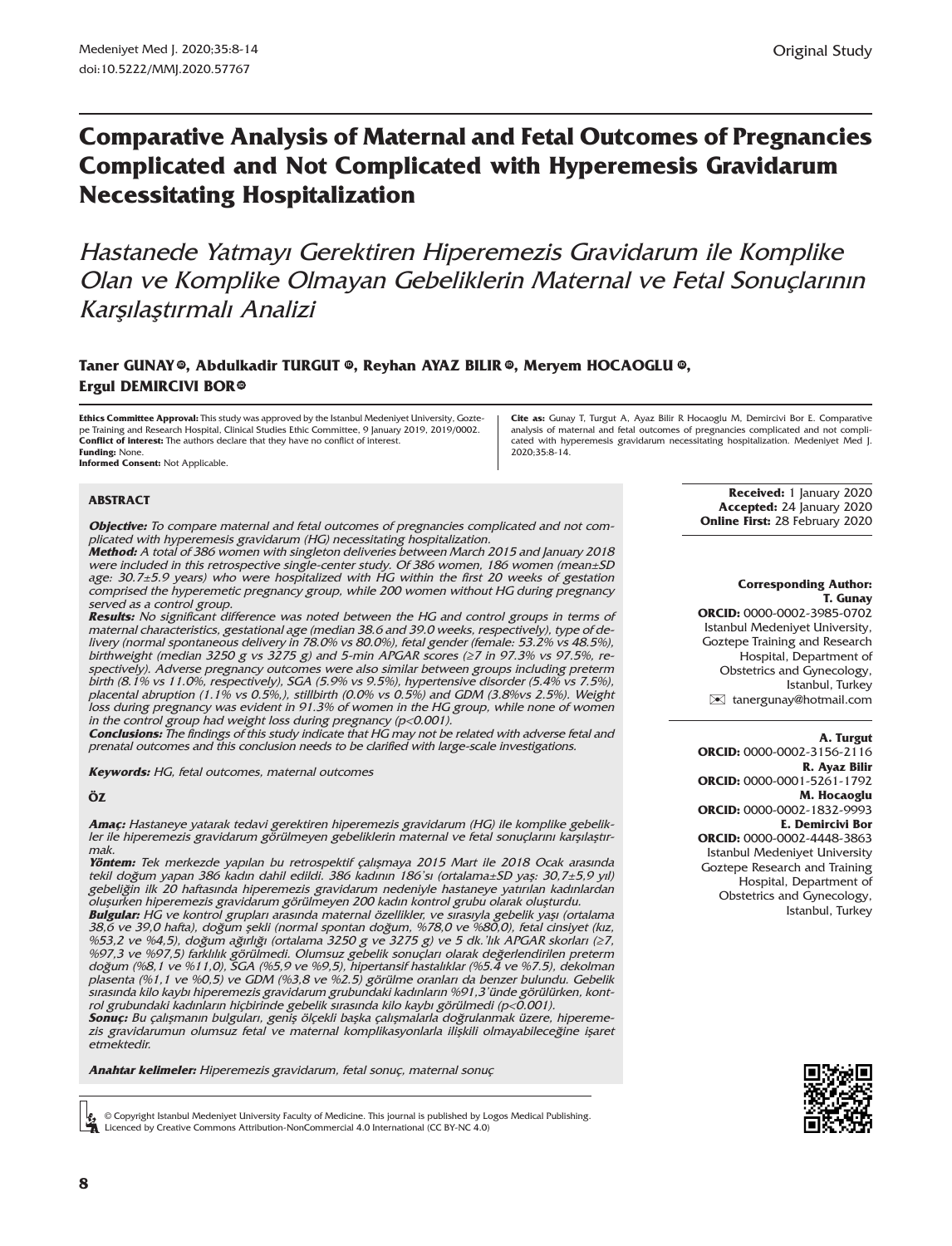Original Study

# Comparative Analysis of Maternal and Fetal Outcomes of Pregnancies Complicated and Not Complicated with Hyperemesis Gravidarum Necessitating Hospitalization

*Hastanede Yatmayı Gerektiren Hiperemezis Gravidarum ile Komplike Olan ve Komplike Olmayan Gebeliklerin Maternal ve Fetal Sonuçlarının Karşılaştırmalı Analizi*

**Taner GUNAY, Abdulkadir TURGUT, Reyhan AYAZ BILIR, Meryem HOCAOGLU, Ergul DEMIRCIVI BOR**

**Ethics Committee Approval:** This study was approved by the Istanbul Medeniyet University, Goztepe Training and Research Hospital, Clinical Studies Ethic Committee, 9 January 2019, 2019/0002.
**Conflict of interest:** The authors declare that they have no conflict of interest.
**Funding:** None.
**Informed Consent:** Not Applicable.

**Cite as:** Gunay T, Turgut A, Ayaz Bilir R Hocaoglu M, Demircivi Bor E. Comparative analysis of maternal and fetal outcomes of pregnancies complicated and not complicated with hyperemesis gravidarum necessitating hospitalization. Medeniyet Med J. 2020;35:8-14.

**Received:** 1 January 2020
**Accepted:** 24 January 2020
**Online First:** 28 February 2020

## ABSTRACT

***Objective:*** *To compare maternal and fetal outcomes of pregnancies complicated and not complicated with hyperemesis gravidarum (HG) necessitating hospitalization.*

***Method:*** *A total of 386 women with singleton deliveries between March 2015 and January 2018 were included in this retrospective single-center study. Of 386 women, 186 women (mean±SD age: 30.7±5.9 years) who were hospitalized with HG within the first 20 weeks of gestation comprised the hyperemetic pregnancy group, while 200 women without HG during pregnancy served as a control group.*

***Results:*** *No significant difference was noted between the HG and control groups in terms of maternal characteristics, gestational age (median 38.6 and 39.0 weeks, respectively), type of delivery (normal spontaneous delivery in 78.0% vs 80.0%), fetal gender (female: 53.2% vs 48.5%), birthweight (median 3250 g vs 3275 g) and 5-min APGAR scores (≥7 in 97.3% vs 97.5%, respectively). Adverse pregnancy outcomes were also similar between groups including preterm birth (8.1% vs 11.0%, respectively), SGA (5.9% vs 9.5%), hypertensive disorder (5.4% vs 7.5%), placental abruption (1.1% vs 0.5%,), stillbirth (0.0% vs 0.5%) and GDM (3.8%vs 2.5%). Weight loss during pregnancy was evident in 91.3% of women in the HG group, while none of women in the control group had weight loss during pregnancy (p<0.001).*

***Conclusions:*** *The findings of this study indicate that HG may not be related with adverse fetal and prenatal outcomes and this conclusion needs to be clarified with large-scale investigations.*

***Keywords:*** *HG, fetal outcomes, maternal outcomes*

## ÖZ

***Amaç:*** *Hastaneye yatarak tedavi gerektiren hiperemezis gravidarum (HG) ile komplike gebelikler ile hiperemezis gravidarum görülmeyen gebeliklerin maternal ve fetal sonuçlarını karşılaştırmak.*

***Yöntem:*** *Tek merkezde yapılan bu retrospektif çalışmaya 2015 Mart ile 2018 Ocak arasında tekil doğum yapan 386 kadın dahil edildi. 386 kadının 186'sı (ortalama±SD yaş: 30,7±5,9 yıl) gebeliğin ilk 20 haftasında hiperemezis gravidarum nedeniyle hastaneye yatırılan kadınlardan oluşurken hiperemezis gravidarum görülmeyen 200 kadın kontrol grubu olarak oluşturdu.*

***Bulgular:*** *HG ve kontrol grupları arasında maternal özellikler, ve sırasıyla gebelik yaşı (ortalama 38,6 ve 39,0 hafta), doğum şekli (normal spontan doğum, %78,0 ve %80,0), fetal cinsiyet (kız, %53,2 ve %4,5), doğum ağırlığı (ortalama 3250 g ve 3275 g) ve 5 dk.'lık APGAR skorları (≥7, %97,3 ve %97,5) farklılık görülmedi. Olumsuz gebelik sonuçları olarak değerlendirilen preterm doğum (%8,1 ve %11,0), SGA (%5,9 ve %9,5), hipertansif hastalıklar (%5.4 ve %7.5), dekolman plasenta (%1,1 ve %0,5) ve GDM (%3,8 ve %2.5) görülme oranları da benzer bulundu. Gebelik sırasında kilo kaybı hiperemezis gravidarum grubundaki kadınların %91,3'ünde görülürken, kontrol grubundaki kadınların hiçbirinde gebelik sırasında kilo kaybı görülmedi (p<0.001).*

***Sonuç:*** *Bu çalışmanın bulguları, geniş ölçekli başka çalışmalarla doğrulanmak üzere, hiperemezis gravidarumun olumsuz fetal ve maternal komplikasyonlarla ilişkili olmayabileceğine işaret etmektedir.*

***Anahtar kelimeler:*** *Hiperemezis gravidarum, fetal sonuç, maternal sonuç*

© Copyright Istanbul Medeniyet University Faculty of Medicine. This journal is published by Logos Medical Publishing. Licenced by Creative Commons Attribution-NonCommercial 4.0 International (CC BY-NC 4.0)

**Corresponding Author:**
**T. Gunay**
**ORCID:** 0000-0002-3985-0702
Istanbul Medeniyet University, Goztepe Training and Research Hospital, Department of Obstetrics and Gynecology, Istanbul, Turkey
tanergunay@hotmail.com

**A. Turgut**
**ORCID:** 0000-0002-3156-2116
**R. Ayaz Bilir**
**ORCID:** 0000-0001-5261-1792
**M. Hocaoglu**
**ORCID:** 0000-0002-1832-9993
**E. Demircivi Bor**
**ORCID:** 0000-0002-4448-3863
Istanbul Medeniyet University Goztepe Research and Training Hospital, Department of Obstetrics and Gynecology, Istanbul, Turkey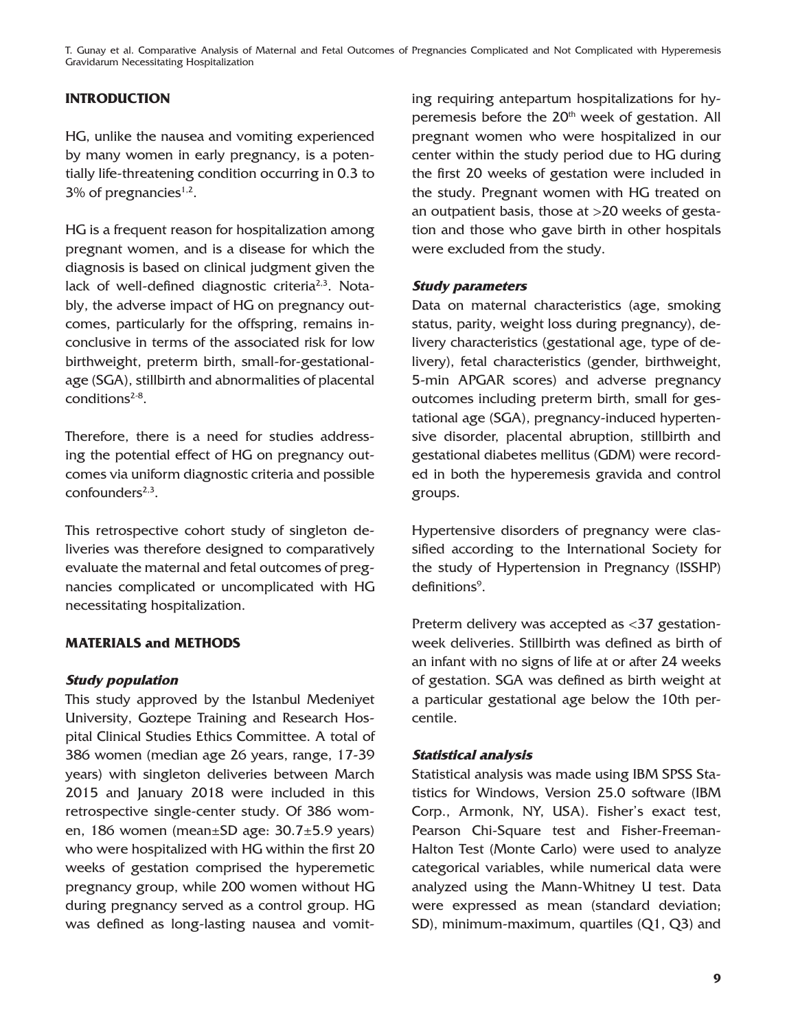## INTRODUCTION

HG, unlike the nausea and vomiting experienced by many women in early pregnancy, is a potentially life-threatening condition occurring in 0.3 to 3% of pregnancies[1,2].

HG is a frequent reason for hospitalization among pregnant women, and is a disease for which the diagnosis is based on clinical judgment given the lack of well-defined diagnostic criteria[2,3]. Notably, the adverse impact of HG on pregnancy outcomes, particularly for the offspring, remains inconclusive in terms of the associated risk for low birthweight, preterm birth, small-for-gestational-age (SGA), stillbirth and abnormalities of placental conditions[2-8].

Therefore, there is a need for studies addressing the potential effect of HG on pregnancy outcomes via uniform diagnostic criteria and possible confounders[2,3].

This retrospective cohort study of singleton deliveries was therefore designed to comparatively evaluate the maternal and fetal outcomes of pregnancies complicated or uncomplicated with HG necessitating hospitalization.

## MATERIALS and METHODS

### *Study population*

This study approved by the Istanbul Medeniyet University, Goztepe Training and Research Hospital Clinical Studies Ethics Committee. A total of 386 women (median age 26 years, range, 17-39 years) with singleton deliveries between March 2015 and January 2018 were included in this retrospective single-center study. Of 386 women, 186 women (mean±SD age: 30.7±5.9 years) who were hospitalized with HG within the first 20 weeks of gestation comprised the hyperemetic pregnancy group, while 200 women without HG during pregnancy served as a control group. HG was defined as long-lasting nausea and vomiting requiring antepartum hospitalizations for hyperemesis before the 20[th] week of gestation. All pregnant women who were hospitalized in our center within the study period due to HG during the first 20 weeks of gestation were included in the study. Pregnant women with HG treated on an outpatient basis, those at >20 weeks of gestation and those who gave birth in other hospitals were excluded from the study.

### *Study parameters*

Data on maternal characteristics (age, smoking status, parity, weight loss during pregnancy), delivery characteristics (gestational age, type of delivery), fetal characteristics (gender, birthweight, 5-min APGAR scores) and adverse pregnancy outcomes including preterm birth, small for gestational age (SGA), pregnancy-induced hypertensive disorder, placental abruption, stillbirth and gestational diabetes mellitus (GDM) were recorded in both the hyperemesis gravida and control groups.

Hypertensive disorders of pregnancy were classified according to the International Society for the study of Hypertension in Pregnancy (ISSHP) definitions[9].

Preterm delivery was accepted as <37 gestation-week deliveries. Stillbirth was defined as birth of an infant with no signs of life at or after 24 weeks of gestation. SGA was defined as birth weight at a particular gestational age below the 10th percentile.

### *Statistical analysis*

Statistical analysis was made using IBM SPSS Statistics for Windows, Version 25.0 software (IBM Corp., Armonk, NY, USA). Fisher's exact test, Pearson Chi-Square test and Fisher-Freeman-Halton Test (Monte Carlo) were used to analyze categorical variables, while numerical data were analyzed using the Mann-Whitney U test. Data were expressed as mean (standard deviation; SD), minimum-maximum, quartiles (Q1, Q3) and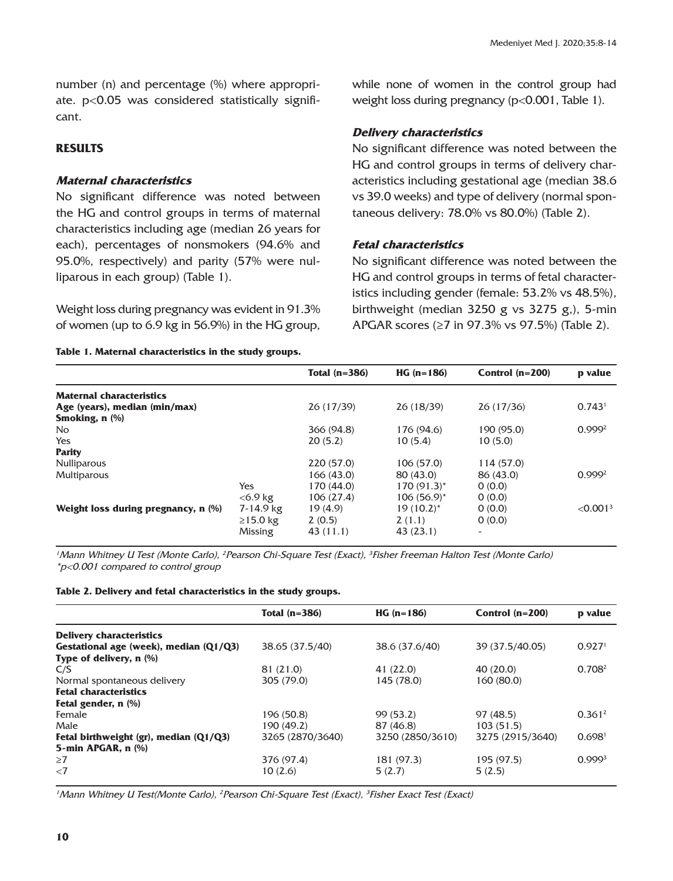number (n) and percentage (%) where appropriate. p<0.05 was considered statistically significant.

## RESULTS

### *Maternal characteristics*

No significant difference was noted between the HG and control groups in terms of maternal characteristics including age (median 26 years for each), percentages of nonsmokers (94.6% and 95.0%, respectively) and parity (57% were nulliparous in each group) (Table 1).

Weight loss during pregnancy was evident in 91.3% of women (up to 6.9 kg in 56.9%) in the HG group, while none of women in the control group had weight loss during pregnancy (p<0.001, Table 1).

### *Delivery characteristics*

No significant difference was noted between the HG and control groups in terms of delivery characteristics including gestational age (median 38.6 vs 39.0 weeks) and type of delivery (normal spontaneous delivery: 78.0% vs 80.0%) (Table 2).

### *Fetal characteristics*

No significant difference was noted between the HG and control groups in terms of fetal characteristics including gender (female: 53.2% vs 48.5%), birthweight (median 3250 g vs 3275 g,), 5-min APGAR scores (≥7 in 97.3% vs 97.5%) (Table 2).

**Table 1. Maternal characteristics in the study groups.**

| | | Total (n=386) | HG (n=186) | Control (n=200) | p value |
|---|---|---|---|---|---|
| **Maternal characteristics** | | | | | |
| **Age (years), median (min/max)** | | 26 (17/39) | 26 (18/39) | 26 (17/36) | 0.743[1] |
| **Smoking, n (%)** | | | | | |
| No | | 366 (94.8) | 176 (94.6) | 190 (95.0) | 0.999[2] |
| Yes | | 20 (5.2) | 10 (5.4) | 10 (5.0) | |
| **Parity** | | | | | |
| Nulliparous | | 220 (57.0) | 106 (57.0) | 114 (57.0) | |
| Multiparous | | 166 (43.0) | 80 (43.0) | 86 (43.0) | 0.999[2] |
| **Weight loss during pregnancy, n (%)** | Yes | 170 (44.0) | 170 (91.3)* | 0 (0.0) | <0.001[3] |
| | <6.9 kg | 106 (27.4) | 106 (56.9)* | 0 (0.0) | |
| | 7-14.9 kg | 19 (4.9) | 19 (10.2)* | 0 (0.0) | |
| | ≥15.0 kg | 2 (0.5) | 2 (1.1) | 0 (0.0) | |
| | Missing | 43 (11.1) | 43 (23.1) | - | |

*[1]Mann Whitney U Test (Monte Carlo), [2]Pearson Chi-Square Test (Exact), [3]Fisher Freeman Halton Test (Monte Carlo)*
*\*p<0.001 compared to control group*

**Table 2. Delivery and fetal characteristics in the study groups.**

| | Total (n=386) | HG (n=186) | Control (n=200) | p value |
|---|---|---|---|---|
| **Delivery characteristics** | | | | |
| **Gestational age (week), median (Q1/Q3)** | 38.65 (37.5/40) | 38.6 (37.6/40) | 39 (37.5/40.05) | 0.927[1] |
| **Type of delivery, n (%)** | | | | |
| C/S | 81 (21.0) | 41 (22.0) | 40 (20.0) | 0.708[2] |
| Normal spontaneous delivery | 305 (79.0) | 145 (78.0) | 160 (80.0) | |
| **Fetal characteristics** | | | | |
| **Fetal gender, n (%)** | | | | |
| Female | 196 (50.8) | 99 (53.2) | 97 (48.5) | 0.361[2] |
| Male | 190 (49.2) | 87 (46.8) | 103 (51.5) | |
| **Fetal birthweight (gr), median (Q1/Q3)** | 3265 (2870/3640) | 3250 (2850/3610) | 3275 (2915/3640) | 0.698[1] |
| **5-min APGAR, n (%)** | | | | |
| ≥7 | 376 (97.4) | 181 (97.3) | 195 (97.5) | 0.999[3] |
| <7 | 10 (2.6) | 5 (2.7) | 5 (2.5) | |

*[1]Mann Whitney U Test(Monte Carlo), [2]Pearson Chi-Square Test (Exact), [3]Fisher Exact Test (Exact)*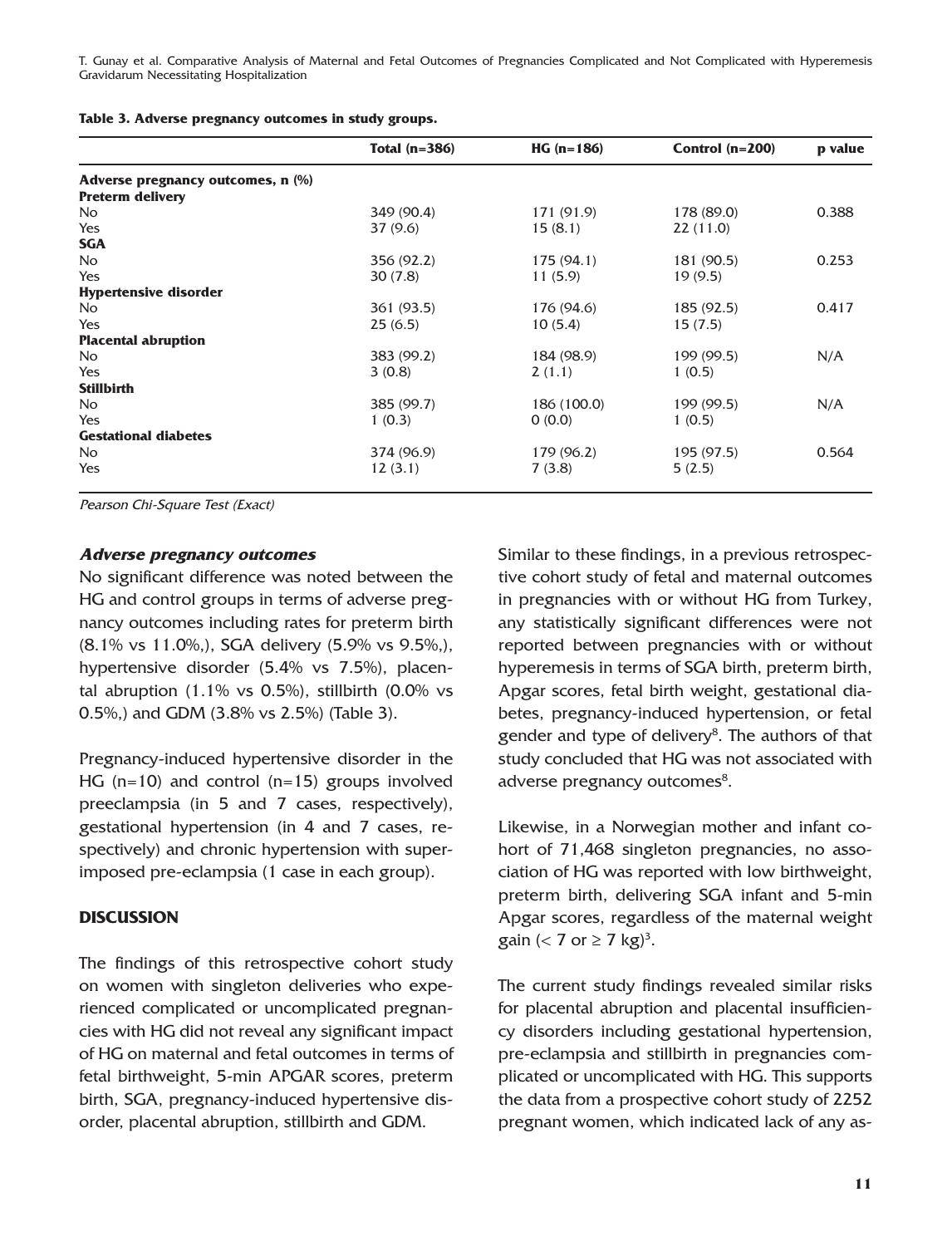**Table 3. Adverse pregnancy outcomes in study groups.**

| | Total (n=386) | HG (n=186) | Control (n=200) | p value |
|---|---|---|---|---|
| **Adverse pregnancy outcomes, n (%)** | | | | |
| **Preterm delivery** | | | | |
| No | 349 (90.4) | 171 (91.9) | 178 (89.0) | 0.388 |
| Yes | 37 (9.6) | 15 (8.1) | 22 (11.0) | |
| **SGA** | | | | |
| No | 356 (92.2) | 175 (94.1) | 181 (90.5) | 0.253 |
| Yes | 30 (7.8) | 11 (5.9) | 19 (9.5) | |
| **Hypertensive disorder** | | | | |
| No | 361 (93.5) | 176 (94.6) | 185 (92.5) | 0.417 |
| Yes | 25 (6.5) | 10 (5.4) | 15 (7.5) | |
| **Placental abruption** | | | | |
| No | 383 (99.2) | 184 (98.9) | 199 (99.5) | N/A |
| Yes | 3 (0.8) | 2 (1.1) | 1 (0.5) | |
| **Stillbirth** | | | | |
| No | 385 (99.7) | 186 (100.0) | 199 (99.5) | N/A |
| Yes | 1 (0.3) | 0 (0.0) | 1 (0.5) | |
| **Gestational diabetes** | | | | |
| No | 374 (96.9) | 179 (96.2) | 195 (97.5) | 0.564 |
| Yes | 12 (3.1) | 7 (3.8) | 5 (2.5) | |

*Pearson Chi-Square Test (Exact)*

### *Adverse pregnancy outcomes*

No significant difference was noted between the HG and control groups in terms of adverse pregnancy outcomes including rates for preterm birth (8.1% vs 11.0%,), SGA delivery (5.9% vs 9.5%,), hypertensive disorder (5.4% vs 7.5%), placental abruption (1.1% vs 0.5%), stillbirth (0.0% vs 0.5%,) and GDM (3.8% vs 2.5%) (Table 3).

Pregnancy-induced hypertensive disorder in the HG (n=10) and control (n=15) groups involved preeclampsia (in 5 and 7 cases, respectively), gestational hypertension (in 4 and 7 cases, respectively) and chronic hypertension with superimposed pre-eclampsia (1 case in each group).

## DISCUSSION

The findings of this retrospective cohort study on women with singleton deliveries who experienced complicated or uncomplicated pregnancies with HG did not reveal any significant impact of HG on maternal and fetal outcomes in terms of fetal birthweight, 5-min APGAR scores, preterm birth, SGA, pregnancy-induced hypertensive disorder, placental abruption, stillbirth and GDM.

Similar to these findings, in a previous retrospective cohort study of fetal and maternal outcomes in pregnancies with or without HG from Turkey, any statistically significant differences were not reported between pregnancies with or without hyperemesis in terms of SGA birth, preterm birth, Apgar scores, fetal birth weight, gestational diabetes, pregnancy-induced hypertension, or fetal gender and type of delivery[8]. The authors of that study concluded that HG was not associated with adverse pregnancy outcomes[8].

Likewise, in a Norwegian mother and infant cohort of 71,468 singleton pregnancies, no association of HG was reported with low birthweight, preterm birth, delivering SGA infant and 5-min Apgar scores, regardless of the maternal weight gain ($< 7$ or $\geq 7$ kg)[3].

The current study findings revealed similar risks for placental abruption and placental insufficiency disorders including gestational hypertension, pre-eclampsia and stillbirth in pregnancies complicated or uncomplicated with HG. This supports the data from a prospective cohort study of 2252 pregnant women, which indicated lack of any as-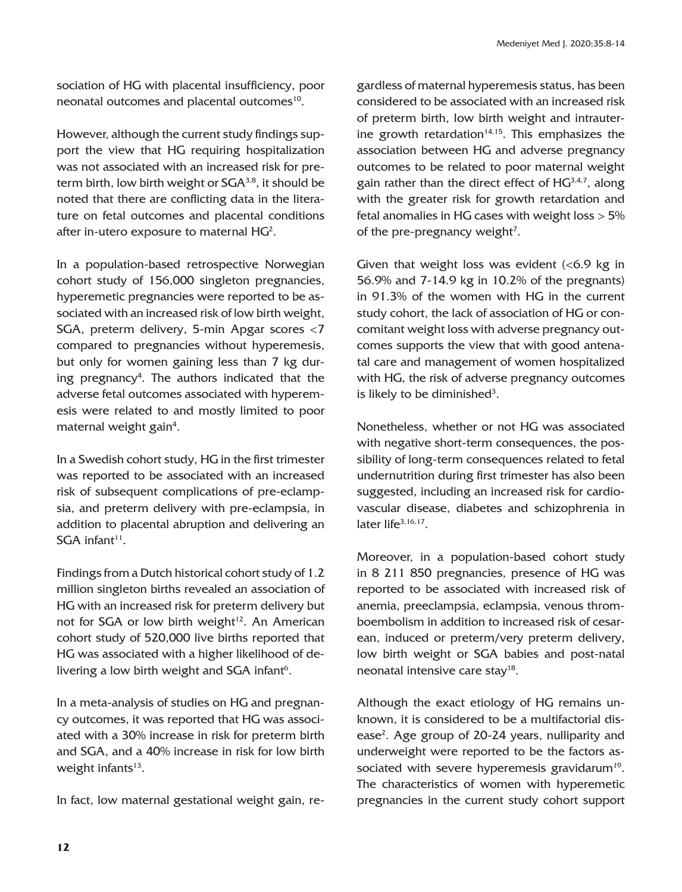sociation of HG with placental insufficiency, poor neonatal outcomes and placental outcomes[10].

However, although the current study findings support the view that HG requiring hospitalization was not associated with an increased risk for preterm birth, low birth weight or SGA[3,8], it should be noted that there are conflicting data in the literature on fetal outcomes and placental conditions after in-utero exposure to maternal HG[2].

In a population-based retrospective Norwegian cohort study of 156,000 singleton pregnancies, hyperemetic pregnancies were reported to be associated with an increased risk of low birth weight, SGA, preterm delivery, 5-min Apgar scores <7 compared to pregnancies without hyperemesis, but only for women gaining less than 7 kg during pregnancy[4]. The authors indicated that the adverse fetal outcomes associated with hyperemesis were related to and mostly limited to poor maternal weight gain[4].

In a Swedish cohort study, HG in the first trimester was reported to be associated with an increased risk of subsequent complications of pre-eclampsia, and preterm delivery with pre-eclampsia, in addition to placental abruption and delivering an SGA infant[11].

Findings from a Dutch historical cohort study of 1.2 million singleton births revealed an association of HG with an increased risk for preterm delivery but not for SGA or low birth weight[12]. An American cohort study of 520,000 live births reported that HG was associated with a higher likelihood of delivering a low birth weight and SGA infant[6].

In a meta-analysis of studies on HG and pregnancy outcomes, it was reported that HG was associated with a 30% increase in risk for preterm birth and SGA, and a 40% increase in risk for low birth weight infants[13].

In fact, low maternal gestational weight gain, regardless of maternal hyperemesis status, has been considered to be associated with an increased risk of preterm birth, low birth weight and intrauterine growth retardation[14,15]. This emphasizes the association between HG and adverse pregnancy outcomes to be related to poor maternal weight gain rather than the direct effect of HG[3,4,7], along with the greater risk for growth retardation and fetal anomalies in HG cases with weight loss > 5% of the pre-pregnancy weight[7].

Given that weight loss was evident (<6.9 kg in 56.9% and 7-14.9 kg in 10.2% of the pregnants) in 91.3% of the women with HG in the current study cohort, the lack of association of HG or concomitant weight loss with adverse pregnancy outcomes supports the view that with good antenatal care and management of women hospitalized with HG, the risk of adverse pregnancy outcomes is likely to be diminished[3].

Nonetheless, whether or not HG was associated with negative short-term consequences, the possibility of long-term consequences related to fetal undernutrition during first trimester has also been suggested, including an increased risk for cardiovascular disease, diabetes and schizophrenia in later life[3,16,17].

Moreover, in a population-based cohort study in 8 211 850 pregnancies, presence of HG was reported to be associated with increased risk of anemia, preeclampsia, eclampsia, venous thromboembolism in addition to increased risk of cesarean, induced or preterm/very preterm delivery, low birth weight or SGA babies and post-natal neonatal intensive care stay[18].

Although the exact etiology of HG remains unknown, it is considered to be a multifactorial disease[2]. Age group of 20-24 years, nulliparity and underweight were reported to be the factors associated with severe hyperemesis gravidarum[19]. The characteristics of women with hyperemetic pregnancies in the current study cohort support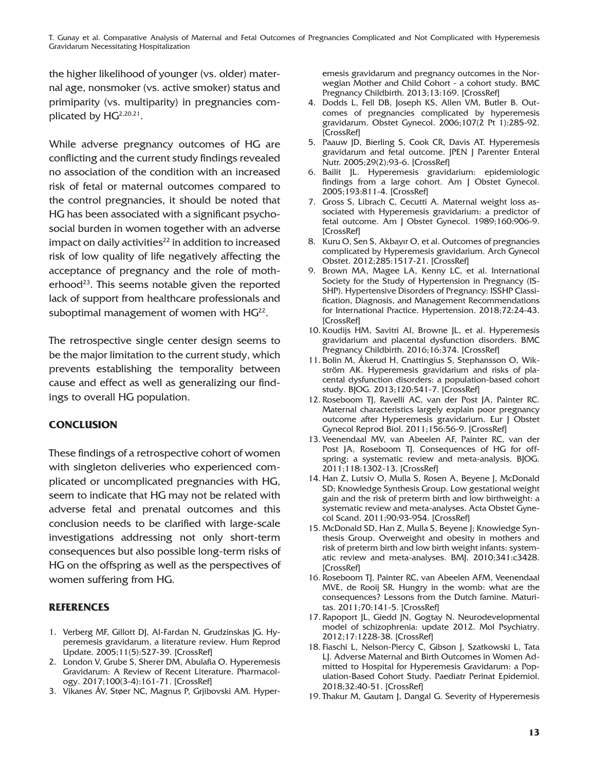the higher likelihood of younger (vs. older) maternal age, nonsmoker (vs. active smoker) status and primiparity (vs. multiparity) in pregnancies complicated by HG[2,20,21].

While adverse pregnancy outcomes of HG are conflicting and the current study findings revealed no association of the condition with an increased risk of fetal or maternal outcomes compared to the control pregnancies, it should be noted that HG has been associated with a significant psychosocial burden in women together with an adverse impact on daily activities[22] in addition to increased risk of low quality of life negatively affecting the acceptance of pregnancy and the role of motherhood[23]. This seems notable given the reported lack of support from healthcare professionals and suboptimal management of women with HG[22].

The retrospective single center design seems to be the major limitation to the current study, which prevents establishing the temporality between cause and effect as well as generalizing our findings to overall HG population.

## CONCLUSION

These findings of a retrospective cohort of women with singleton deliveries who experienced complicated or uncomplicated pregnancies with HG, seem to indicate that HG may not be related with adverse fetal and prenatal outcomes and this conclusion needs to be clarified with large-scale investigations addressing not only short-term consequences but also possible long-term risks of HG on the offspring as well as the perspectives of women suffering from HG.

## REFERENCES

1. Verberg MF, Gillott DJ, Al-Fardan N, Grudzinskas JG. Hyperemesis gravidarum, a literature review. Hum Reprod Update. 2005;11(5):527-39. [CrossRef]
2. London V, Grube S, Sherer DM, Abulafia O. Hyperemesis Gravidarum: A Review of Recent Literature. Pharmacology. 2017;100(3-4):161-71. [CrossRef]
3. Vikanes ÅV, Støer NC, Magnus P, Grjibovski AM. Hyperemesis gravidarum and pregnancy outcomes in the Norwegian Mother and Child Cohort - a cohort study. BMC Pregnancy Childbirth. 2013;13:169. [CrossRef]
4. Dodds L, Fell DB, Joseph KS, Allen VM, Butler B. Outcomes of pregnancies complicated by hyperemesis gravidarum. Obstet Gynecol. 2006;107(2 Pt 1):285-92. [CrossRef]
5. Paauw JD, Bierling S, Cook CR, Davis AT. Hyperemesis gravidarum and fetal outcome. JPEN J Parenter Enteral Nutr. 2005;29(2):93-6. [CrossRef]
6. Bailit JL. Hyperemesis gravidarium: epidemiologic findings from a large cohort. Am J Obstet Gynecol. 2005;193:811-4. [CrossRef]
7. Gross S, Librach C, Cecutti A. Maternal weight loss associated with Hyperemesis gravidarium: a predictor of fetal outcome. Am J Obstet Gynecol. 1989;160:906-9. [CrossRef]
8. Kuru O, Sen S, Akbayır O, et al. Outcomes of pregnancies complicated by Hyperemesis gravidarium. Arch Gynecol Obstet. 2012;285:1517-21. [CrossRef]
9. Brown MA, Magee LA, Kenny LC, et al. International Society for the Study of Hypertension in Pregnancy (ISSHP). Hypertensive Disorders of Pregnancy: ISSHP Classification, Diagnosis, and Management Recommendations for International Practice. Hypertension. 2018;72:24-43. [CrossRef]
10. Koudijs HM, Savitri AI, Browne JL, et al. Hyperemesis gravidarium and placental dysfunction disorders. BMC Pregnancy Childbirth. 2016;16:374. [CrossRef]
11. Bolin M, Åkerud H, Cnattingius S, Stephansson O, Wikström AK. Hyperemesis gravidarium and risks of placental dysfunction disorders: a population-based cohort study. BJOG. 2013;120:541-7. [CrossRef]
12. Roseboom TJ, Ravelli AC, van der Post JA, Painter RC. Maternal characteristics largely explain poor pregnancy outcome after Hyperemesis gravidarium. Eur J Obstet Gynecol Reprod Biol. 2011;156:56-9. [CrossRef]
13. Veenendaal MV, van Abeelen AF, Painter RC, van der Post JA, Roseboom TJ. Consequences of HG for offspring: a systematic review and meta-analysis. BJOG. 2011;118:1302-13. [CrossRef]
14. Han Z, Lutsiv O, Mulla S, Rosen A, Beyene J, McDonald SD; Knowledge Synthesis Group. Low gestational weight gain and the risk of preterm birth and low birthweight: a systematic review and meta-analyses. Acta Obstet Gynecol Scand. 2011;90:93-954. [CrossRef]
15. McDonald SD, Han Z, Mulla S, Beyene J; Knowledge Synthesis Group. Overweight and obesity in mothers and risk of preterm birth and low birth weight infants: systematic review and meta-analyses. BMJ. 2010;341:c3428. [CrossRef]
16. Roseboom TJ, Painter RC, van Abeelen AFM, Veenendaal MVE, de Rooij SR. Hungry in the womb: what are the consequences? Lessons from the Dutch famine. Maturitas. 2011;70:141-5. [CrossRef]
17. Rapoport JL, Giedd JN, Gogtay N. Neurodevelopmental model of schizophrenia: update 2012. Mol Psychiatry. 2012;17:1228-38. [CrossRef]
18. Fiaschi L, Nelson-Piercy C, Gibson J, Szatkowski L, Tata LJ. Adverse Maternal and Birth Outcomes in Women Admitted to Hospital for Hyperemesis Gravidarum: a Population-Based Cohort Study. Paediatr Perinat Epidemiol. 2018;32:40-51. [CrossRef]
19. Thakur M, Gautam J, Dangal G. Severity of Hyperemesis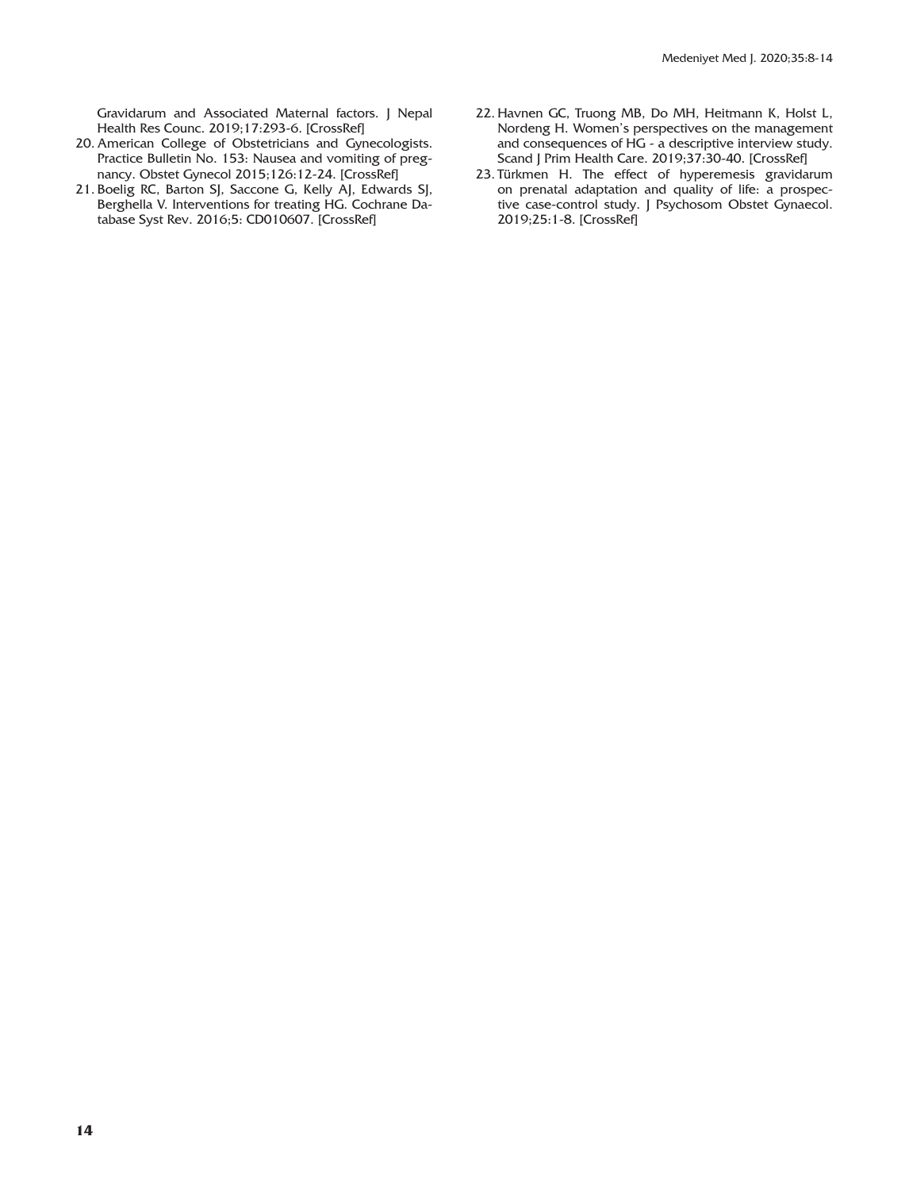Gravidarum and Associated Maternal factors. J Nepal Health Res Counc. 2019;17:293-6. [CrossRef]

20. American College of Obstetricians and Gynecologists. Practice Bulletin No. 153: Nausea and vomiting of pregnancy. Obstet Gynecol 2015;126:12-24. [CrossRef]
21. Boelig RC, Barton SJ, Saccone G, Kelly AJ, Edwards SJ, Berghella V. Interventions for treating HG. Cochrane Database Syst Rev. 2016;5: CD010607. [CrossRef]
22. Havnen GC, Truong MB, Do MH, Heitmann K, Holst L, Nordeng H. Women's perspectives on the management and consequences of HG - a descriptive interview study. Scand J Prim Health Care. 2019;37:30-40. [CrossRef]
23. Türkmen H. The effect of hyperemesis gravidarum on prenatal adaptation and quality of life: a prospective case-control study. J Psychosom Obstet Gynaecol. 2019;25:1-8. [CrossRef]